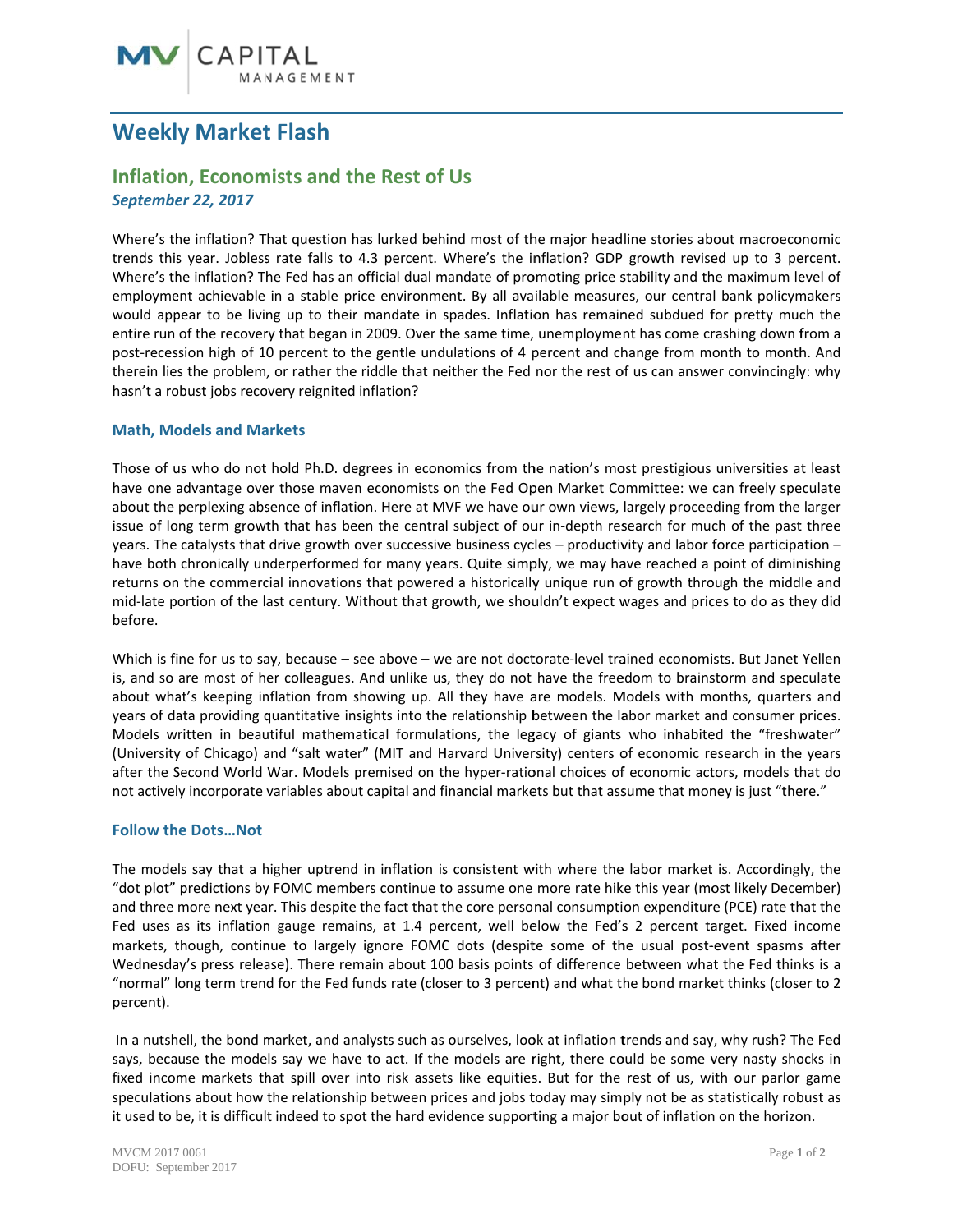# Weekly Market Flash

## Inflation, Economists and the Rest of Us

***September 22, 2017***

Where's the inflation? That question has lurked behind most of the major headline stories about macroeconomic trends this year. Jobless rate falls to 4.3 percent. Where's the inflation? GDP growth revised up to 3 percent. Where's the inflation? The Fed has an official dual mandate of promoting price stability and the maximum level of employment achievable in a stable price environment. By all available measures, our central bank policymakers would appear to be living up to their mandate in spades. Inflation has remained subdued for pretty much the entire run of the recovery that began in 2009. Over the same time, unemployment has come crashing down from a post-recession high of 10 percent to the gentle undulations of 4 percent and change from month to month. And therein lies the problem, or rather the riddle that neither the Fed nor the rest of us can answer convincingly: why hasn't a robust jobs recovery reignited inflation?

### Math, Models and Markets

Those of us who do not hold Ph.D. degrees in economics from the nation's most prestigious universities at least have one advantage over those maven economists on the Fed Open Market Committee: we can freely speculate about the perplexing absence of inflation. Here at MVF we have our own views, largely proceeding from the larger issue of long term growth that has been the central subject of our in-depth research for much of the past three years. The catalysts that drive growth over successive business cycles – productivity and labor force participation – have both chronically underperformed for many years. Quite simply, we may have reached a point of diminishing returns on the commercial innovations that powered a historically unique run of growth through the middle and mid-late portion of the last century. Without that growth, we shouldn't expect wages and prices to do as they did before.

Which is fine for us to say, because – see above – we are not doctorate-level trained economists. But Janet Yellen is, and so are most of her colleagues. And unlike us, they do not have the freedom to brainstorm and speculate about what's keeping inflation from showing up. All they have are models. Models with months, quarters and years of data providing quantitative insights into the relationship between the labor market and consumer prices. Models written in beautiful mathematical formulations, the legacy of giants who inhabited the "freshwater" (University of Chicago) and "salt water" (MIT and Harvard University) centers of economic research in the years after the Second World War. Models premised on the hyper-rational choices of economic actors, models that do not actively incorporate variables about capital and financial markets but that assume that money is just "there."

### Follow the Dots…Not

The models say that a higher uptrend in inflation is consistent with where the labor market is. Accordingly, the "dot plot" predictions by FOMC members continue to assume one more rate hike this year (most likely December) and three more next year. This despite the fact that the core personal consumption expenditure (PCE) rate that the Fed uses as its inflation gauge remains, at 1.4 percent, well below the Fed's 2 percent target. Fixed income markets, though, continue to largely ignore FOMC dots (despite some of the usual post-event spasms after Wednesday's press release). There remain about 100 basis points of difference between what the Fed thinks is a "normal" long term trend for the Fed funds rate (closer to 3 percent) and what the bond market thinks (closer to 2 percent).

In a nutshell, the bond market, and analysts such as ourselves, look at inflation trends and say, why rush? The Fed says, because the models say we have to act. If the models are right, there could be some very nasty shocks in fixed income markets that spill over into risk assets like equities. But for the rest of us, with our parlor game speculations about how the relationship between prices and jobs today may simply not be as statistically robust as it used to be, it is difficult indeed to spot the hard evidence supporting a major bout of inflation on the horizon.

MVCM 2017 0061
DOFU: September 2017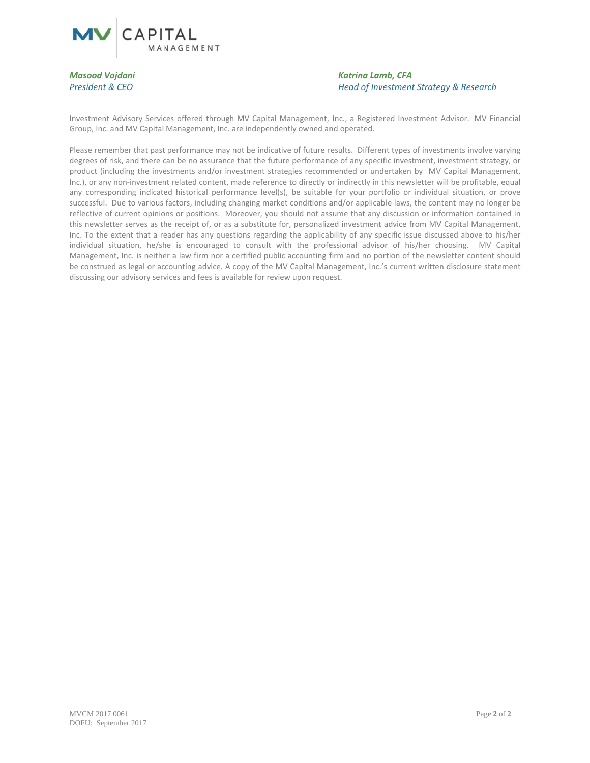MV CAPITAL MANAGEMENT

***Masood Vojdani***
*President & CEO*

***Katrina Lamb, CFA***
*Head of Investment Strategy & Research*

Investment Advisory Services offered through MV Capital Management, Inc., a Registered Investment Advisor. MV Financial Group, Inc. and MV Capital Management, Inc. are independently owned and operated.

Please remember that past performance may not be indicative of future results. Different types of investments involve varying degrees of risk, and there can be no assurance that the future performance of any specific investment, investment strategy, or product (including the investments and/or investment strategies recommended or undertaken by MV Capital Management, Inc.), or any non-investment related content, made reference to directly or indirectly in this newsletter will be profitable, equal any corresponding indicated historical performance level(s), be suitable for your portfolio or individual situation, or prove successful. Due to various factors, including changing market conditions and/or applicable laws, the content may no longer be reflective of current opinions or positions. Moreover, you should not assume that any discussion or information contained in this newsletter serves as the receipt of, or as a substitute for, personalized investment advice from MV Capital Management, Inc. To the extent that a reader has any questions regarding the applicability of any specific issue discussed above to his/her individual situation, he/she is encouraged to consult with the professional advisor of his/her choosing. MV Capital Management, Inc. is neither a law firm nor a certified public accounting firm and no portion of the newsletter content should be construed as legal or accounting advice. A copy of the MV Capital Management, Inc.'s current written disclosure statement discussing our advisory services and fees is available for review upon request.

MVCM 2017 0061
DOFU: September 2017